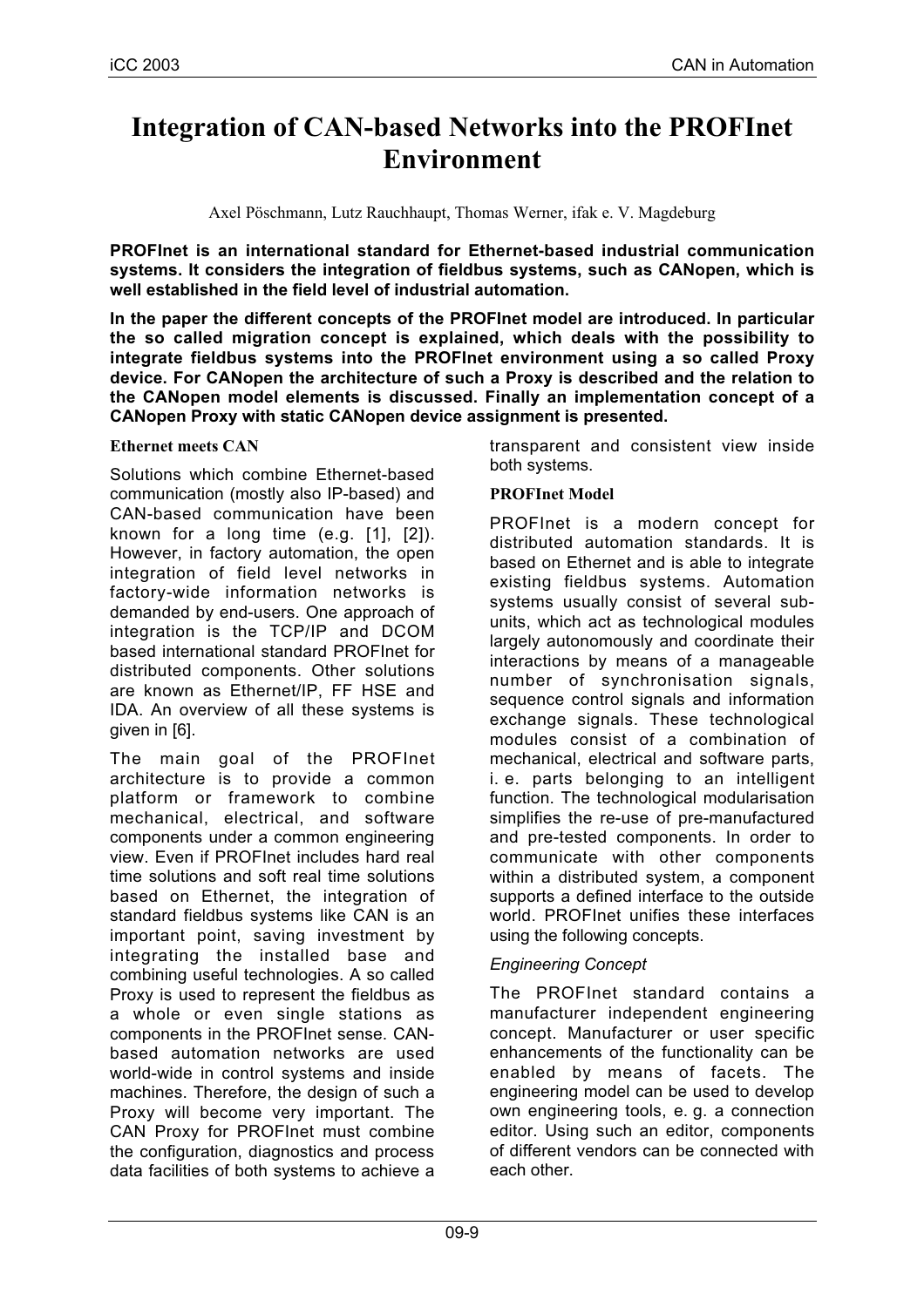# Integration of CAN-based Networks into the PROFInet Environment

Axel Pöschmann, Lutz Rauchhaupt, Thomas Werner, ifak e. V. Magdeburg

**PROFInet is an international standard for Ethernet-based industrial communication systems. It considers the integration of fieldbus systems, such as CANopen, which is well established in the field level of industrial automation.**

**In the paper the different concepts of the PROFInet model are introduced. In particular the so called migration concept is explained, which deals with the possibility to integrate fieldbus systems into the PROFInet environment using a so called Proxy device. For CANopen the architecture of such a Proxy is described and the relation to the CANopen model elements is discussed. Finally an implementation concept of a CANopen Proxy with static CANopen device assignment is presented.**

## Ethernet meets CAN

Solutions which combine Ethernet-based communication (mostly also IP-based) and CAN-based communication have been known for a long time (e.g. [1], [2]). However, in factory automation, the open integration of field level networks in factory-wide information networks is demanded by end-users. One approach of integration is the TCP/IP and DCOM based international standard PROFInet for distributed components. Other solutions are known as Ethernet/IP, FF HSE and IDA. An overview of all these systems is given in [6].

The main goal of the PROFInet architecture is to provide a common platform or framework to combine mechanical, electrical, and software components under a common engineering view. Even if PROFInet includes hard real time solutions and soft real time solutions based on Ethernet, the integration of standard fieldbus systems like CAN is an important point, saving investment by integrating the installed base and combining useful technologies. A so called Proxy is used to represent the fieldbus as a whole or even single stations as components in the PROFInet sense. CAN-based automation networks are used world-wide in control systems and inside machines. Therefore, the design of such a Proxy will become very important. The CAN Proxy for PROFInet must combine the configuration, diagnostics and process data facilities of both systems to achieve a transparent and consistent view inside both systems.

## PROFInet Model

PROFInet is a modern concept for distributed automation standards. It is based on Ethernet and is able to integrate existing fieldbus systems. Automation systems usually consist of several sub-units, which act as technological modules largely autonomously and coordinate their interactions by means of a manageable number of synchronisation signals, sequence control signals and information exchange signals. These technological modules consist of a combination of mechanical, electrical and software parts, i. e. parts belonging to an intelligent function. The technological modularisation simplifies the re-use of pre-manufactured and pre-tested components. In order to communicate with other components within a distributed system, a component supports a defined interface to the outside world. PROFInet unifies these interfaces using the following concepts.

### *Engineering Concept*

The PROFInet standard contains a manufacturer independent engineering concept. Manufacturer or user specific enhancements of the functionality can be enabled by means of facets. The engineering model can be used to develop own engineering tools, e. g. a connection editor. Using such an editor, components of different vendors can be connected with each other.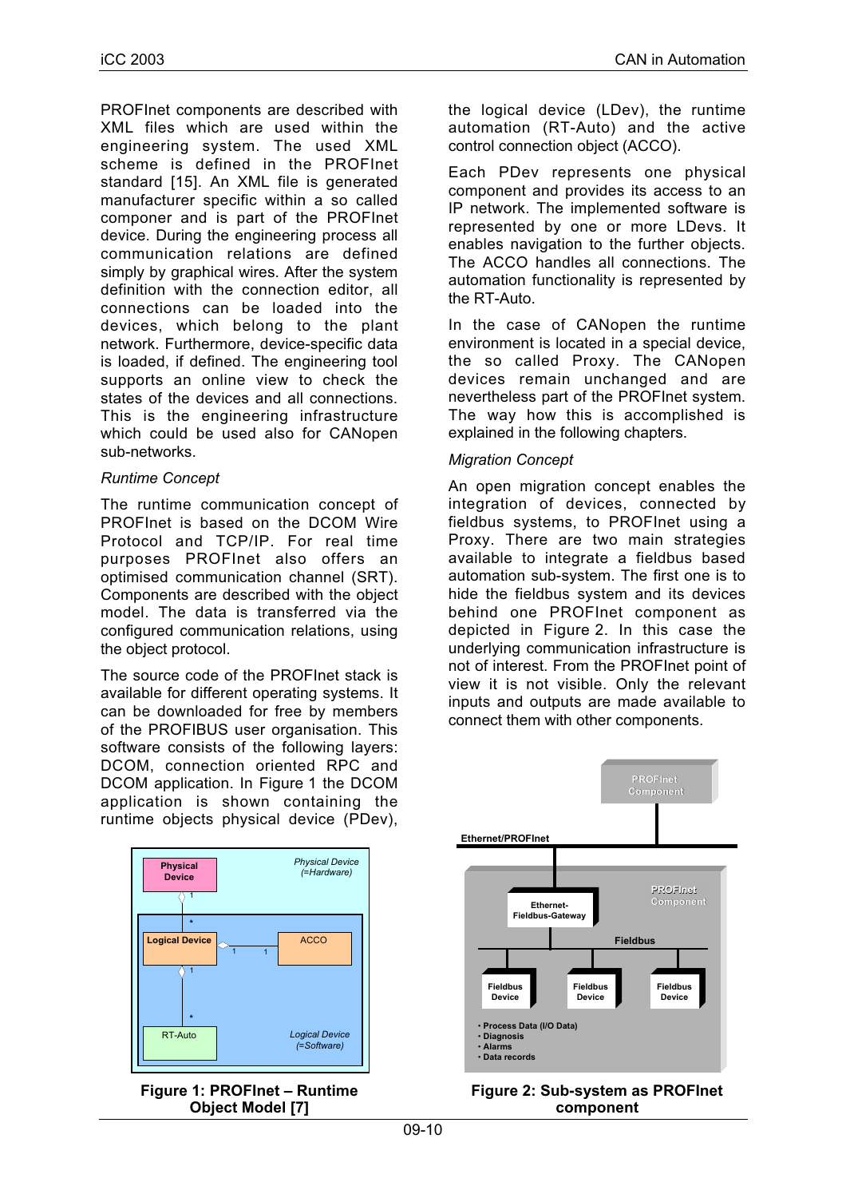PROFInet components are described with XML files which are used within the engineering system. The used XML scheme is defined in the PROFInet standard [15]. An XML file is generated manufacturer specific within a so called componer and is part of the PROFInet device. During the engineering process all communication relations are defined simply by graphical wires. After the system definition with the connection editor, all connections can be loaded into the devices, which belong to the plant network. Furthermore, device-specific data is loaded, if defined. The engineering tool supports an online view to check the states of the devices and all connections. This is the engineering infrastructure which could be used also for CANopen sub-networks.

*Runtime Concept*

The runtime communication concept of PROFInet is based on the DCOM Wire Protocol and TCP/IP. For real time purposes PROFInet also offers an optimised communication channel (SRT). Components are described with the object model. The data is transferred via the configured communication relations, using the object protocol.

The source code of the PROFInet stack is available for different operating systems. It can be downloaded for free by members of the PROFIBUS user organisation. This software consists of the following layers: DCOM, connection oriented RPC and DCOM application. In Figure 1 the DCOM application is shown containing the runtime objects physical device (PDev), the logical device (LDev), the runtime automation (RT-Auto) and the active control connection object (ACCO).

Figure 1: PROFInet – Runtime Object Model [7]

Each PDev represents one physical component and provides its access to an IP network. The implemented software is represented by one or more LDevs. It enables navigation to the further objects. The ACCO handles all connections. The automation functionality is represented by the RT-Auto.

In the case of CANopen the runtime environment is located in a special device, the so called Proxy. The CANopen devices remain unchanged and are nevertheless part of the PROFInet system. The way how this is accomplished is explained in the following chapters.

*Migration Concept*

An open migration concept enables the integration of devices, connected by fieldbus systems, to PROFInet using a Proxy. There are two main strategies available to integrate a fieldbus based automation sub-system. The first one is to hide the fieldbus system and its devices behind one PROFInet component as depicted in Figure 2. In this case the underlying communication infrastructure is not of interest. From the PROFInet point of view it is not visible. Only the relevant inputs and outputs are made available to connect them with other components.

Figure 2: Sub-system as PROFInet component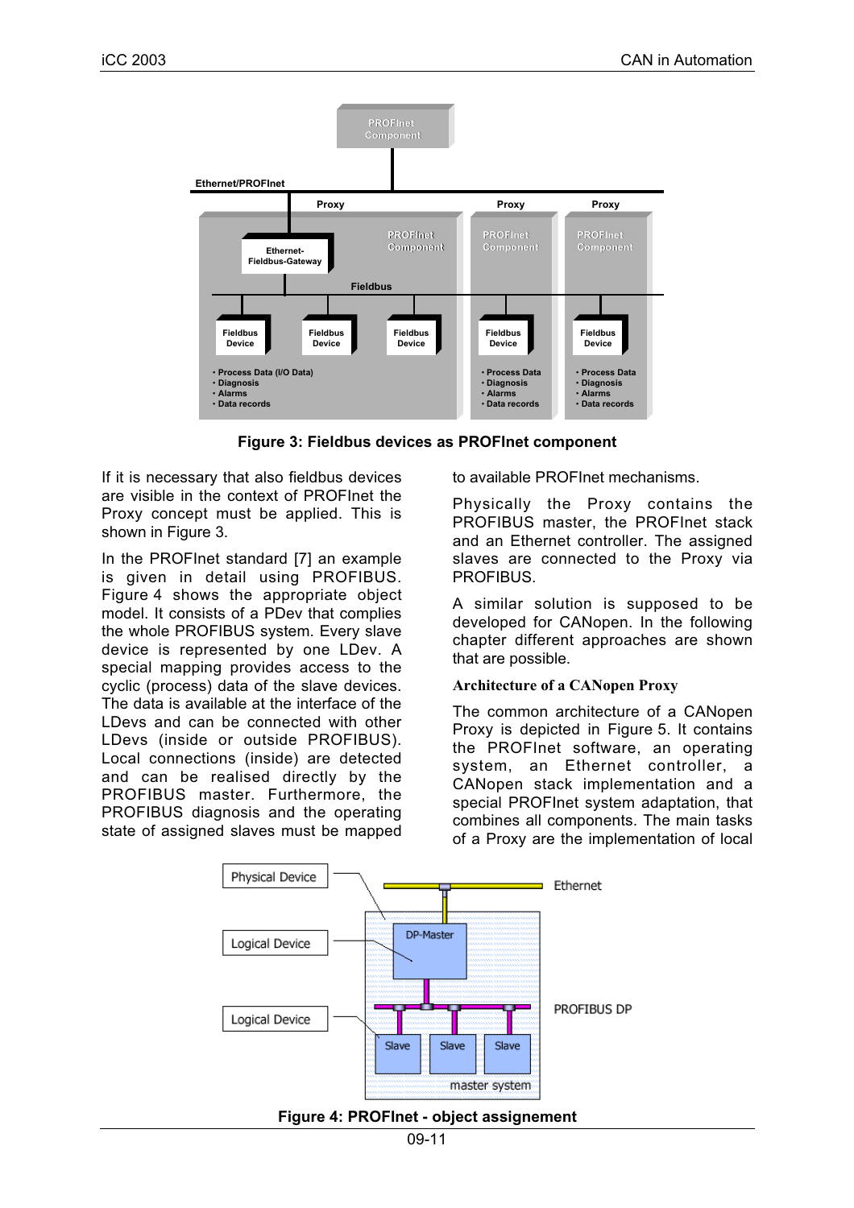**Figure 3: Fieldbus devices as PROFInet component**

If it is necessary that also fieldbus devices are visible in the context of PROFInet the Proxy concept must be applied. This is shown in Figure 3.

In the PROFInet standard [7] an example is given in detail using PROFIBUS. Figure 4 shows the appropriate object model. It consists of a PDev that complies the whole PROFIBUS system. Every slave device is represented by one LDev. A special mapping provides access to the cyclic (process) data of the slave devices. The data is available at the interface of the LDevs and can be connected with other LDevs (inside or outside PROFIBUS). Local connections (inside) are detected and can be realised directly by the PROFIBUS master. Furthermore, the PROFIBUS diagnosis and the operating state of assigned slaves must be mapped to available PROFInet mechanisms.

Physically the Proxy contains the PROFIBUS master, the PROFInet stack and an Ethernet controller. The assigned slaves are connected to the Proxy via PROFIBUS.

A similar solution is supposed to be developed for CANopen. In the following chapter different approaches are shown that are possible.

### Architecture of a CANopen Proxy

The common architecture of a CANopen Proxy is depicted in Figure 5. It contains the PROFInet software, an operating system, an Ethernet controller, a CANopen stack implementation and a special PROFInet system adaptation, that combines all components. The main tasks of a Proxy are the implementation of local

**Figure 4: PROFInet - object assignement**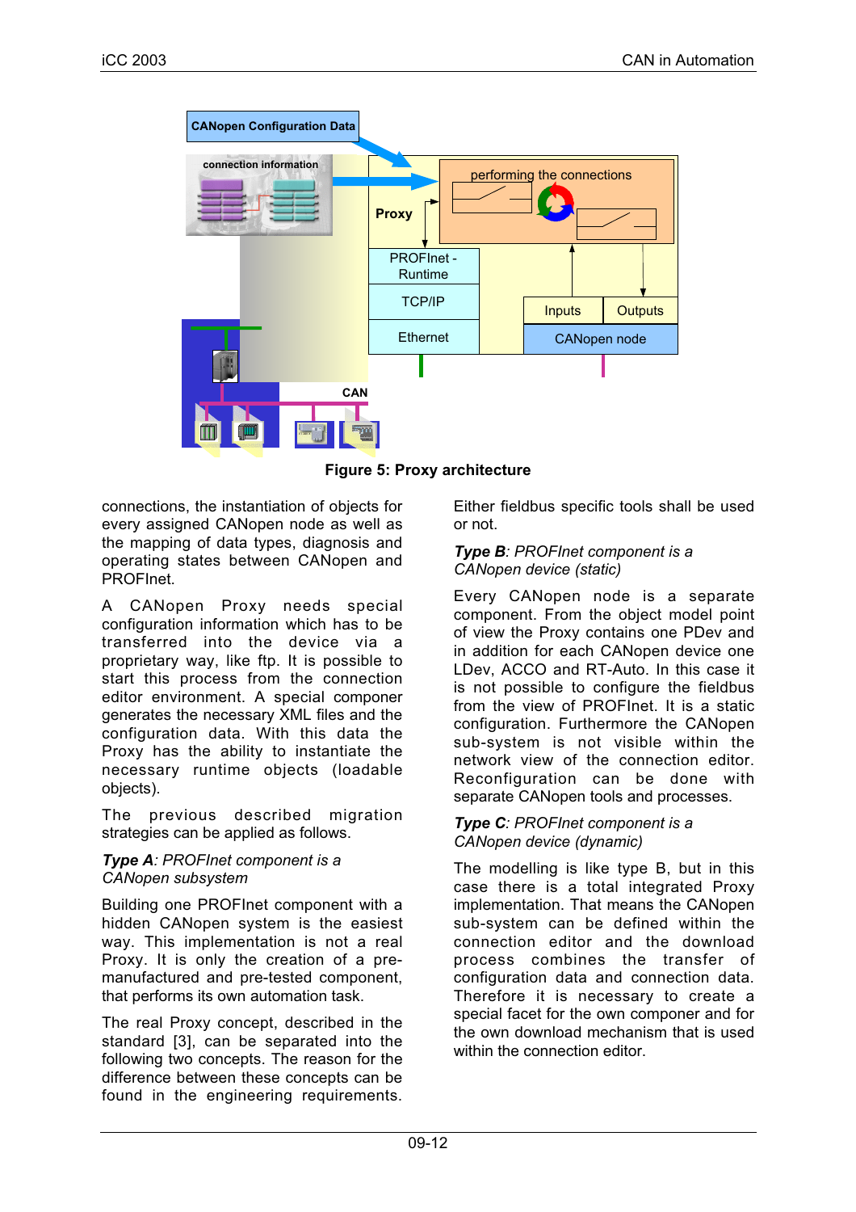Figure 5: Proxy architecture

connections, the instantiation of objects for every assigned CANopen node as well as the mapping of data types, diagnosis and operating states between CANopen and PROFInet.

A CANopen Proxy needs special configuration information which has to be transferred into the device via a proprietary way, like ftp. It is possible to start this process from the connection editor environment. A special componer generates the necessary XML files and the configuration data. With this data the Proxy has the ability to instantiate the necessary runtime objects (loadable objects).

The previous described migration strategies can be applied as follows.

***Type A**: PROFInet component is a CANopen subsystem*

Building one PROFInet component with a hidden CANopen system is the easiest way. This implementation is not a real Proxy. It is only the creation of a pre-manufactured and pre-tested component, that performs its own automation task.

The real Proxy concept, described in the standard [3], can be separated into the following two concepts. The reason for the difference between these concepts can be found in the engineering requirements. Either fieldbus specific tools shall be used or not.

***Type B**: PROFInet component is a CANopen device (static)*

Every CANopen node is a separate component. From the object model point of view the Proxy contains one PDev and in addition for each CANopen device one LDev, ACCO and RT-Auto. In this case it is not possible to configure the fieldbus from the view of PROFInet. It is a static configuration. Furthermore the CANopen sub-system is not visible within the network view of the connection editor. Reconfiguration can be done with separate CANopen tools and processes.

***Type C**: PROFInet component is a CANopen device (dynamic)*

The modelling is like type B, but in this case there is a total integrated Proxy implementation. That means the CANopen sub-system can be defined within the connection editor and the download process combines the transfer of configuration data and connection data. Therefore it is necessary to create a special facet for the own componer and for the own download mechanism that is used within the connection editor.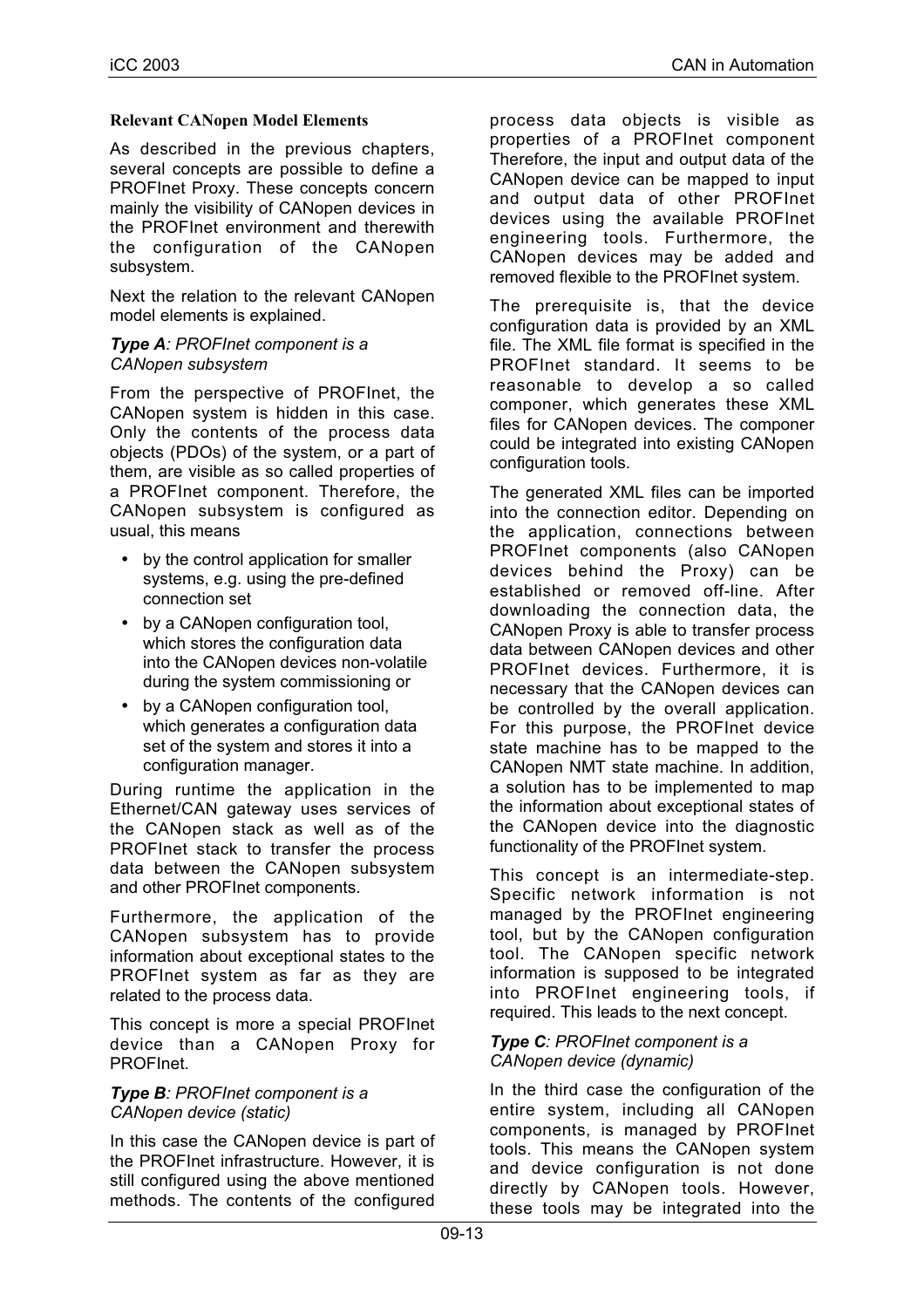**Relevant CANopen Model Elements**

As described in the previous chapters, several concepts are possible to define a PROFInet Proxy. These concepts concern mainly the visibility of CANopen devices in the PROFInet environment and therewith the configuration of the CANopen subsystem.

Next the relation to the relevant CANopen model elements is explained.

***Type A**: PROFInet component is a CANopen subsystem*

From the perspective of PROFInet, the CANopen system is hidden in this case. Only the contents of the process data objects (PDOs) of the system, or a part of them, are visible as so called properties of a PROFInet component. Therefore, the CANopen subsystem is configured as usual, this means

- by the control application for smaller systems, e.g. using the pre-defined connection set
- by a CANopen configuration tool, which stores the configuration data into the CANopen devices non-volatile during the system commissioning or
- by a CANopen configuration tool, which generates a configuration data set of the system and stores it into a configuration manager.

During runtime the application in the Ethernet/CAN gateway uses services of the CANopen stack as well as of the PROFInet stack to transfer the process data between the CANopen subsystem and other PROFInet components.

Furthermore, the application of the CANopen subsystem has to provide information about exceptional states to the PROFInet system as far as they are related to the process data.

This concept is more a special PROFInet device than a CANopen Proxy for PROFInet.

***Type B**: PROFInet component is a CANopen device (static)*

In this case the CANopen device is part of the PROFInet infrastructure. However, it is still configured using the above mentioned methods. The contents of the configured process data objects is visible as properties of a PROFInet component Therefore, the input and output data of the CANopen device can be mapped to input and output data of other PROFInet devices using the available PROFInet engineering tools. Furthermore, the CANopen devices may be added and removed flexible to the PROFInet system.

The prerequisite is, that the device configuration data is provided by an XML file. The XML file format is specified in the PROFInet standard. It seems to be reasonable to develop a so called componer, which generates these XML files for CANopen devices. The componer could be integrated into existing CANopen configuration tools.

The generated XML files can be imported into the connection editor. Depending on the application, connections between PROFInet components (also CANopen devices behind the Proxy) can be established or removed off-line. After downloading the connection data, the CANopen Proxy is able to transfer process data between CANopen devices and other PROFInet devices. Furthermore, it is necessary that the CANopen devices can be controlled by the overall application. For this purpose, the PROFInet device state machine has to be mapped to the CANopen NMT state machine. In addition, a solution has to be implemented to map the information about exceptional states of the CANopen device into the diagnostic functionality of the PROFInet system.

This concept is an intermediate-step. Specific network information is not managed by the PROFInet engineering tool, but by the CANopen configuration tool. The CANopen specific network information is supposed to be integrated into PROFInet engineering tools, if required. This leads to the next concept.

***Type C**: PROFInet component is a CANopen device (dynamic)*

In the third case the configuration of the entire system, including all CANopen components, is managed by PROFInet tools. This means the CANopen system and device configuration is not done directly by CANopen tools. However, these tools may be integrated into the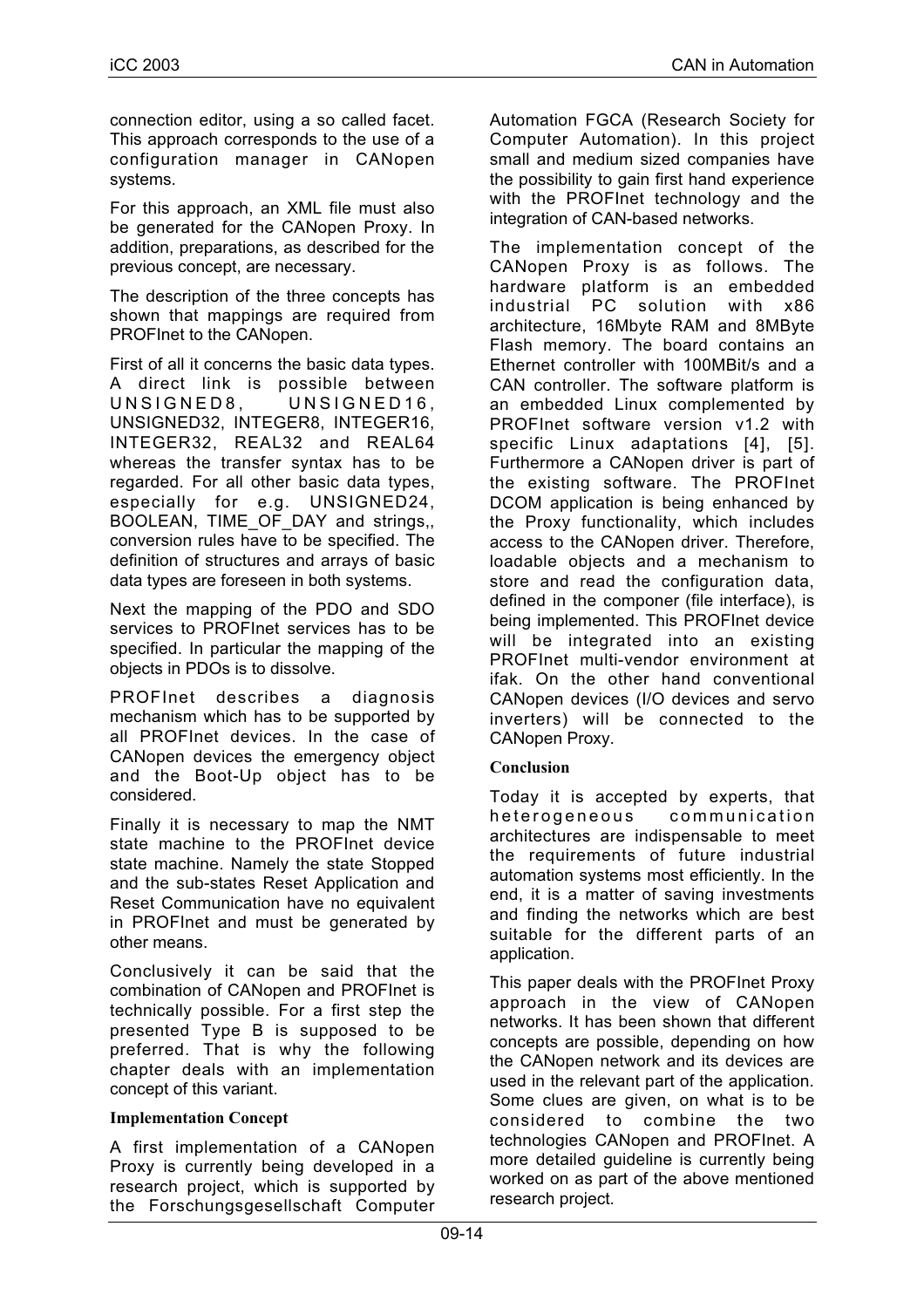connection editor, using a so called facet. This approach corresponds to the use of a configuration manager in CANopen systems.

For this approach, an XML file must also be generated for the CANopen Proxy. In addition, preparations, as described for the previous concept, are necessary.

The description of the three concepts has shown that mappings are required from PROFInet to the CANopen.

First of all it concerns the basic data types. A direct link is possible between UNSIGNED8, UNSIGNED16, UNSIGNED32, INTEGER8, INTEGER16, INTEGER32, REAL32 and REAL64 whereas the transfer syntax has to be regarded. For all other basic data types, especially for e.g. UNSIGNED24, BOOLEAN, TIME_OF_DAY and strings,, conversion rules have to be specified. The definition of structures and arrays of basic data types are foreseen in both systems.

Next the mapping of the PDO and SDO services to PROFInet services has to be specified. In particular the mapping of the objects in PDOs is to dissolve.

PROFInet describes a diagnosis mechanism which has to be supported by all PROFInet devices. In the case of CANopen devices the emergency object and the Boot-Up object has to be considered.

Finally it is necessary to map the NMT state machine to the PROFInet device state machine. Namely the state Stopped and the sub-states Reset Application and Reset Communication have no equivalent in PROFInet and must be generated by other means.

Conclusively it can be said that the combination of CANopen and PROFInet is technically possible. For a first step the presented Type B is supposed to be preferred. That is why the following chapter deals with an implementation concept of this variant.

## Implementation Concept

A first implementation of a CANopen Proxy is currently being developed in a research project, which is supported by the Forschungsgesellschaft Computer Automation FGCA (Research Society for Computer Automation). In this project small and medium sized companies have the possibility to gain first hand experience with the PROFInet technology and the integration of CAN-based networks.

The implementation concept of the CANopen Proxy is as follows. The hardware platform is an embedded industrial PC solution with x86 architecture, 16Mbyte RAM and 8MByte Flash memory. The board contains an Ethernet controller with 100MBit/s and a CAN controller. The software platform is an embedded Linux complemented by PROFInet software version v1.2 with specific Linux adaptations [4], [5]. Furthermore a CANopen driver is part of the existing software. The PROFInet DCOM application is being enhanced by the Proxy functionality, which includes access to the CANopen driver. Therefore, loadable objects and a mechanism to store and read the configuration data, defined in the componer (file interface), is being implemented. This PROFInet device will be integrated into an existing PROFInet multi-vendor environment at ifak. On the other hand conventional CANopen devices (I/O devices and servo inverters) will be connected to the CANopen Proxy.

## Conclusion

Today it is accepted by experts, that heterogeneous communication architectures are indispensable to meet the requirements of future industrial automation systems most efficiently. In the end, it is a matter of saving investments and finding the networks which are best suitable for the different parts of an application.

This paper deals with the PROFInet Proxy approach in the view of CANopen networks. It has been shown that different concepts are possible, depending on how the CANopen network and its devices are used in the relevant part of the application. Some clues are given, on what is to be considered to combine the two technologies CANopen and PROFInet. A more detailed guideline is currently being worked on as part of the above mentioned research project.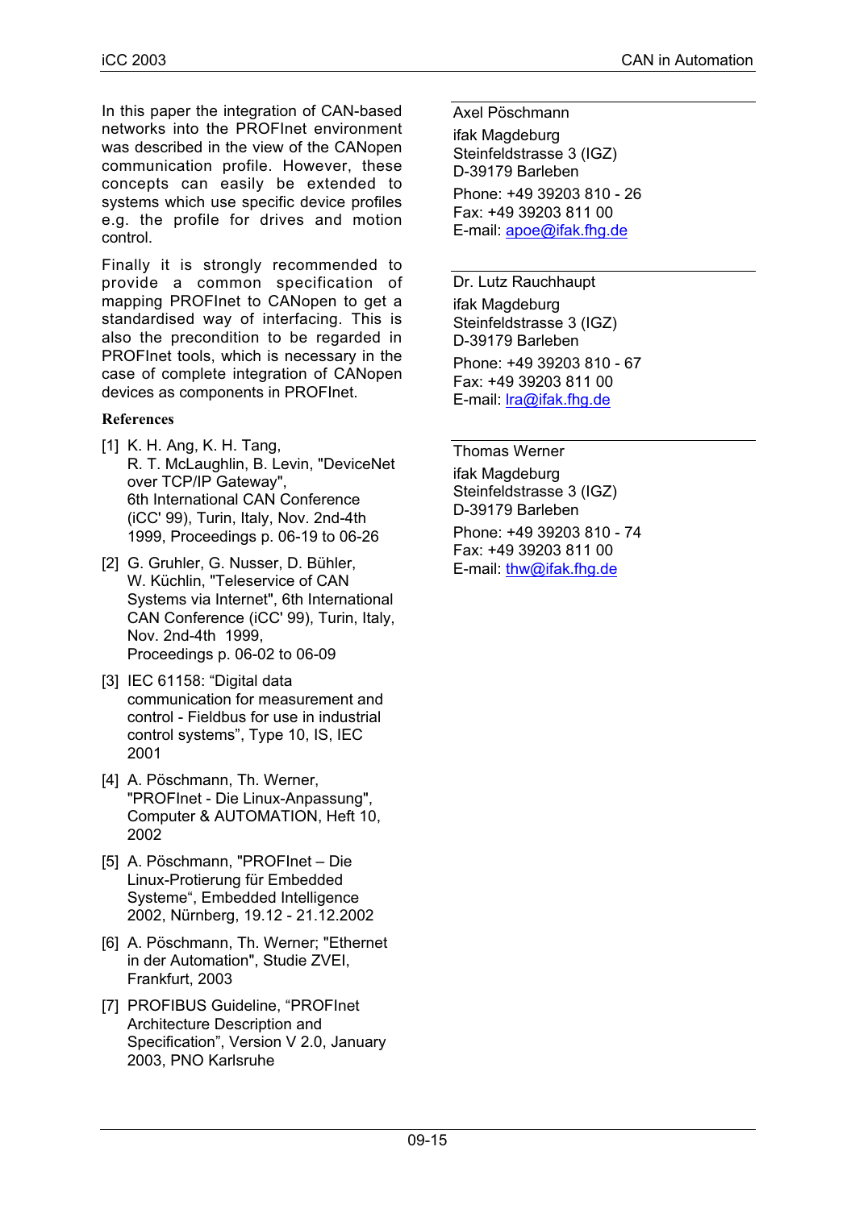In this paper the integration of CAN-based networks into the PROFInet environment was described in the view of the CANopen communication profile. However, these concepts can easily be extended to systems which use specific device profiles e.g. the profile for drives and motion control.

Finally it is strongly recommended to provide a common specification of mapping PROFInet to CANopen to get a standardised way of interfacing. This is also the precondition to be regarded in PROFInet tools, which is necessary in the case of complete integration of CANopen devices as components in PROFInet.

**References**

[1] K. H. Ang, K. H. Tang, R. T. McLaughlin, B. Levin, "DeviceNet over TCP/IP Gateway", 6th International CAN Conference (iCC' 99), Turin, Italy, Nov. 2nd-4th 1999, Proceedings p. 06-19 to 06-26

[2] G. Gruhler, G. Nusser, D. Bühler, W. Küchlin, "Teleservice of CAN Systems via Internet", 6th International CAN Conference (iCC' 99), Turin, Italy, Nov. 2nd-4th 1999, Proceedings p. 06-02 to 06-09

[3] IEC 61158: "Digital data communication for measurement and control - Fieldbus for use in industrial control systems", Type 10, IS, IEC 2001

[4] A. Pöschmann, Th. Werner, "PROFInet - Die Linux-Anpassung", Computer & AUTOMATION, Heft 10, 2002

[5] A. Pöschmann, "PROFInet – Die Linux-Protierung für Embedded Systeme", Embedded Intelligence 2002, Nürnberg, 19.12 - 21.12.2002

[6] A. Pöschmann, Th. Werner; "Ethernet in der Automation", Studie ZVEI, Frankfurt, 2003

[7] PROFIBUS Guideline, "PROFInet Architecture Description and Specification", Version V 2.0, January 2003, PNO Karlsruhe

---

Axel Pöschmann
ifak Magdeburg
Steinfeldstrasse 3 (IGZ)
D-39179 Barleben
Phone: +49 39203 810 - 26
Fax: +49 39203 811 00
E-mail: apoe@ifak.fhg.de

---

Dr. Lutz Rauchhaupt
ifak Magdeburg
Steinfeldstrasse 3 (IGZ)
D-39179 Barleben
Phone: +49 39203 810 - 67
Fax: +49 39203 811 00
E-mail: lra@ifak.fhg.de

---

Thomas Werner
ifak Magdeburg
Steinfeldstrasse 3 (IGZ)
D-39179 Barleben
Phone: +49 39203 810 - 74
Fax: +49 39203 811 00
E-mail: thw@ifak.fhg.de